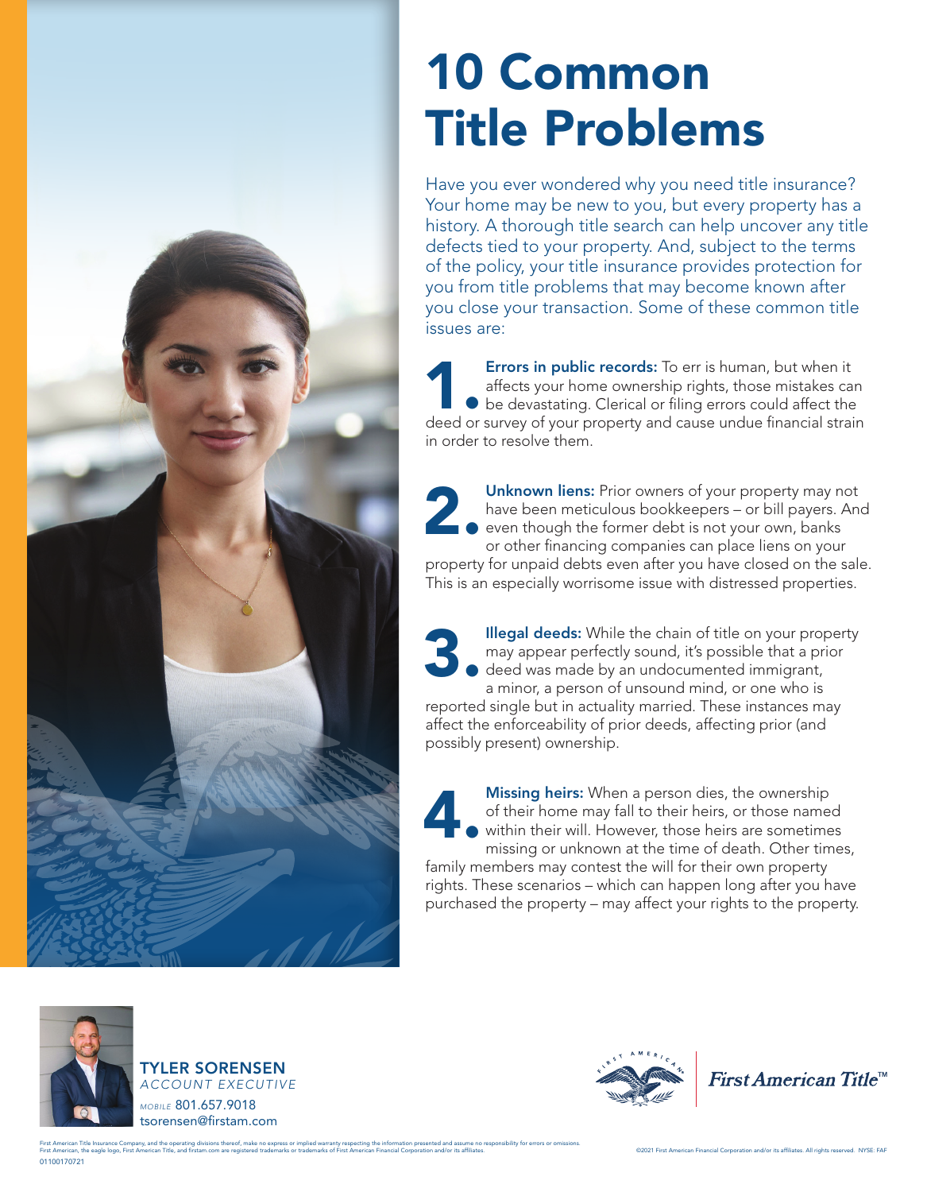# 10 Common Title Problems

Have you ever wondered why you need title insurance? Your home may be new to you, but every property has a history. A thorough title search can help uncover any title defects tied to your property. And, subject to the terms of the policy, your title insurance provides protection for you from title problems that may become known after you close your transaction. Some of these common title issues are:

**1. Errors in public records:** To err is human, but when it affects your home ownership rights, those mistakes can be devastating. Clerical or filing errors could affect the deed or survey of your property and cause undue financial strain in order to resolve them.

**2. Unknown liens:** Prior owners of your property may not have been meticulous bookkeepers – or bill payers. And even though the former debt is not your own, banks or other financing companies can place liens on your property for unpaid debts even after you have closed on the sale. This is an especially worrisome issue with distressed properties.

**3. Illegal deeds:** While the chain of title on your property may appear perfectly sound, it's possible that a prior deed was made by an undocumented immigrant, a minor, a person of unsound mind, or one who is reported single but in actuality married. These instances may affect the enforceability of prior deeds, affecting prior (and possibly present) ownership.

**4. Missing heirs:** When a person dies, the ownership of their home may fall to their heirs, or those named within their will. However, those heirs are sometimes missing or unknown at the time of death. Other times, family members may contest the will for their own property rights. These scenarios – which can happen long after you have purchased the property – may affect your rights to the property.

**TYLER SORENSEN**
*ACCOUNT EXECUTIVE*
*MOBILE* 801.657.9018
tsorensen@firstam.com

First American Title™

First American Title Insurance Company, and the operating divisions thereof, make no express or implied warranty respecting the information presented and assume no responsibility for errors or omissions. First American, the eagle logo, First American Title, and firstam.com are registered trademarks or trademarks of First American Financial Corporation and/or its affiliates.

©2021 First American Financial Corporation and/or its affiliates. All rights reserved. NYSE: FAF

01100170721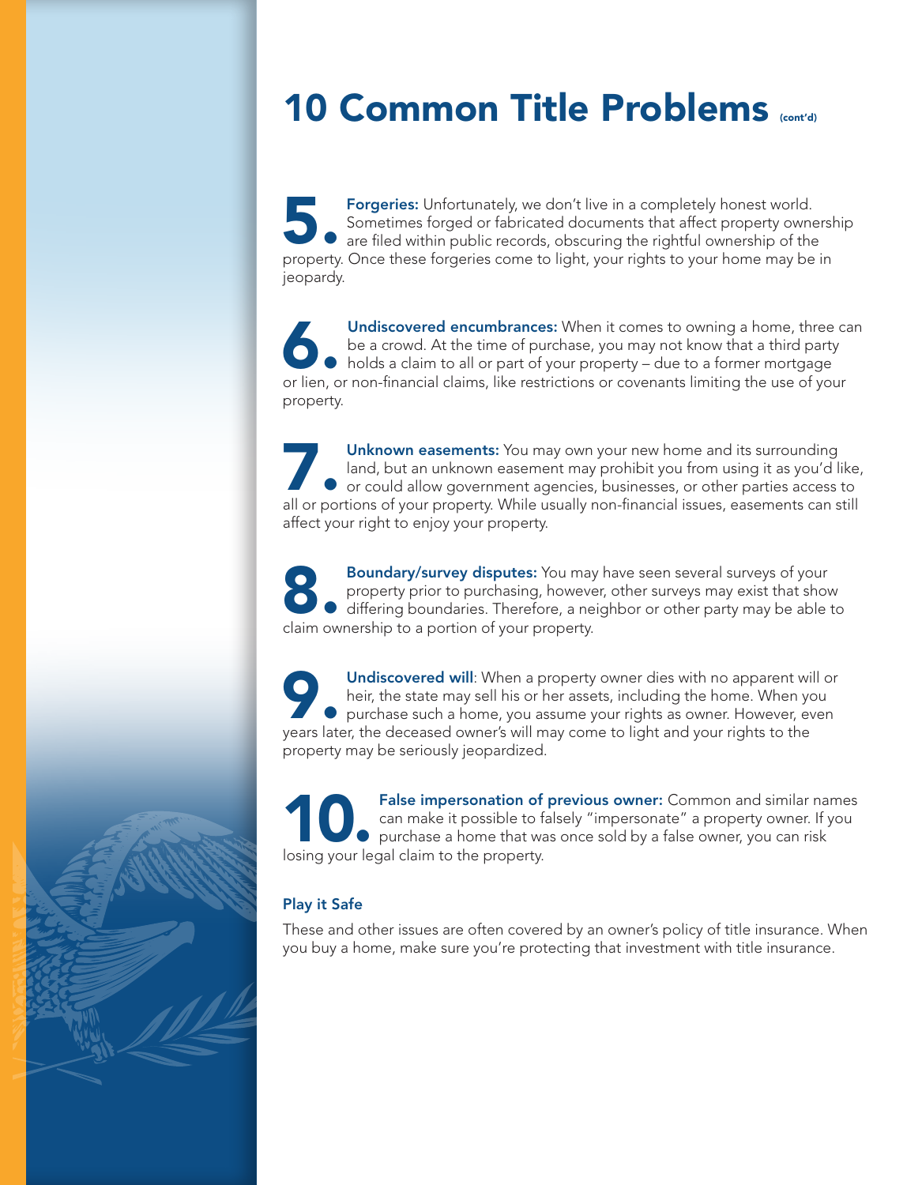# 10 Common Title Problems (cont'd)

**5. Forgeries:** Unfortunately, we don't live in a completely honest world. Sometimes forged or fabricated documents that affect property ownership are filed within public records, obscuring the rightful ownership of the property. Once these forgeries come to light, your rights to your home may be in jeopardy.

**6. Undiscovered encumbrances:** When it comes to owning a home, three can be a crowd. At the time of purchase, you may not know that a third party holds a claim to all or part of your property – due to a former mortgage or lien, or non-financial claims, like restrictions or covenants limiting the use of your property.

**7. Unknown easements:** You may own your new home and its surrounding land, but an unknown easement may prohibit you from using it as you'd like, or could allow government agencies, businesses, or other parties access to all or portions of your property. While usually non-financial issues, easements can still affect your right to enjoy your property.

**8. Boundary/survey disputes:** You may have seen several surveys of your property prior to purchasing, however, other surveys may exist that show differing boundaries. Therefore, a neighbor or other party may be able to claim ownership to a portion of your property.

**9. Undiscovered will**: When a property owner dies with no apparent will or heir, the state may sell his or her assets, including the home. When you purchase such a home, you assume your rights as owner. However, even years later, the deceased owner's will may come to light and your rights to the property may be seriously jeopardized.

**10. False impersonation of previous owner:** Common and similar names can make it possible to falsely "impersonate" a property owner. If you purchase a home that was once sold by a false owner, you can risk losing your legal claim to the property.

### Play it Safe

These and other issues are often covered by an owner's policy of title insurance. When you buy a home, make sure you're protecting that investment with title insurance.